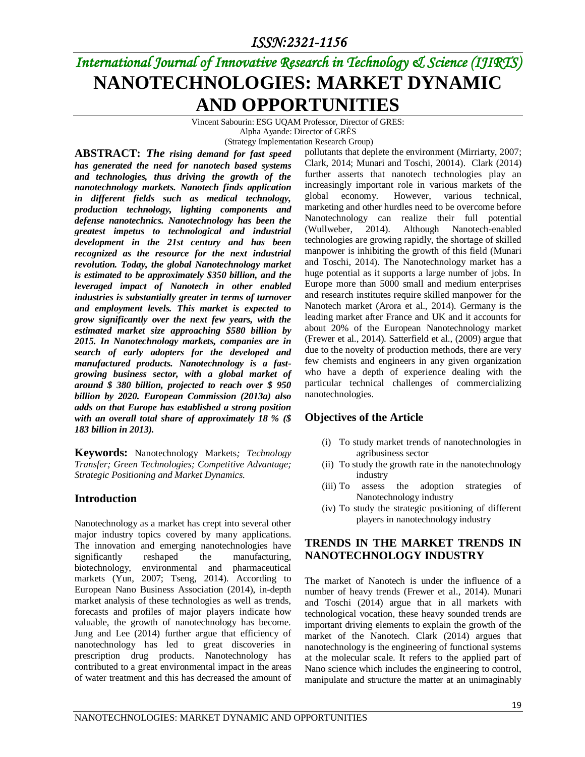ISSN:2321-1156

# International Journal of Innovative Research in Technology & Science (IJIRTS)

# NANOTECHNOLOGIES: MARKET DYNAMIC AND OPPORTUNITIES

Vincent Sabourin: ESG UQAM Professor, Director of GRES:
Alpha Ayande: Director of GRÈS
(Strategy Implementation Research Group)

**ABSTRACT:** ***The rising demand for fast speed has generated the need for nanotech based systems and technologies, thus driving the growth of the nanotechnology markets. Nanotech finds application in different fields such as medical technology, production technology, lighting components and defense nanotechnics. Nanotechnology has been the greatest impetus to technological and industrial development in the 21st century and has been recognized as the resource for the next industrial revolution. Today, the global Nanotechnology market is estimated to be approximately $350 billion, and the leveraged impact of Nanotech in other enabled industries is substantially greater in terms of turnover and employment levels. This market is expected to grow significantly over the next few years, with the estimated market size approaching $580 billion by 2015. In Nanotechnology markets, companies are in search of early adopters for the developed and manufactured products. Nanotechnology is a fast-growing business sector, with a global market of around $ 380 billion, projected to reach over $ 950 billion by 2020. European Commission (2013a) also adds on that Europe has established a strong position with an overall total share of approximately 18 % ($ 183 billion in 2013).***

**Keywords:** Nanotechnology Markets*; Technology Transfer; Green Technologies; Competitive Advantage; Strategic Positioning and Market Dynamics.*

## Introduction

Nanotechnology as a market has crept into several other major industry topics covered by many applications. The innovation and emerging nanotechnologies have significantly reshaped the manufacturing, biotechnology, environmental and pharmaceutical markets (Yun, 2007; Tseng, 2014). According to European Nano Business Association (2014), in-depth market analysis of these technologies as well as trends, forecasts and profiles of major players indicate how valuable, the growth of nanotechnology has become. Jung and Lee (2014) further argue that efficiency of nanotechnology has led to great discoveries in prescription drug products. Nanotechnology has contributed to a great environmental impact in the areas of water treatment and this has decreased the amount of pollutants that deplete the environment (Mirriarty, 2007; Clark, 2014; Munari and Toschi, 20014). Clark (2014) further asserts that nanotech technologies play an increasingly important role in various markets of the global economy. However, various technical, marketing and other hurdles need to be overcome before Nanotechnology can realize their full potential (Wullweber, 2014). Although Nanotech-enabled technologies are growing rapidly, the shortage of skilled manpower is inhibiting the growth of this field (Munari and Toschi, 2014). The Nanotechnology market has a huge potential as it supports a large number of jobs. In Europe more than 5000 small and medium enterprises and research institutes require skilled manpower for the Nanotech market (Arora et al., 2014). Germany is the leading market after France and UK and it accounts for about 20% of the European Nanotechnology market (Frewer et al., 2014). Satterfield et al., (2009) argue that due to the novelty of production methods, there are very few chemists and engineers in any given organization who have a depth of experience dealing with the particular technical challenges of commercializing nanotechnologies.

## Objectives of the Article

(i) To study market trends of nanotechnologies in agribusiness sector
(ii) To study the growth rate in the nanotechnology industry
(iii) To assess the adoption strategies of Nanotechnology industry
(iv) To study the strategic positioning of different players in nanotechnology industry

## TRENDS IN THE MARKET TRENDS IN NANOTECHNOLOGY INDUSTRY

The market of Nanotech is under the influence of a number of heavy trends (Frewer et al., 2014). Munari and Toschi (2014) argue that in all markets with technological vocation, these heavy sounded trends are important driving elements to explain the growth of the market of the Nanotech. Clark (2014) argues that nanotechnology is the engineering of functional systems at the molecular scale. It refers to the applied part of Nano science which includes the engineering to control, manipulate and structure the matter at an unimaginably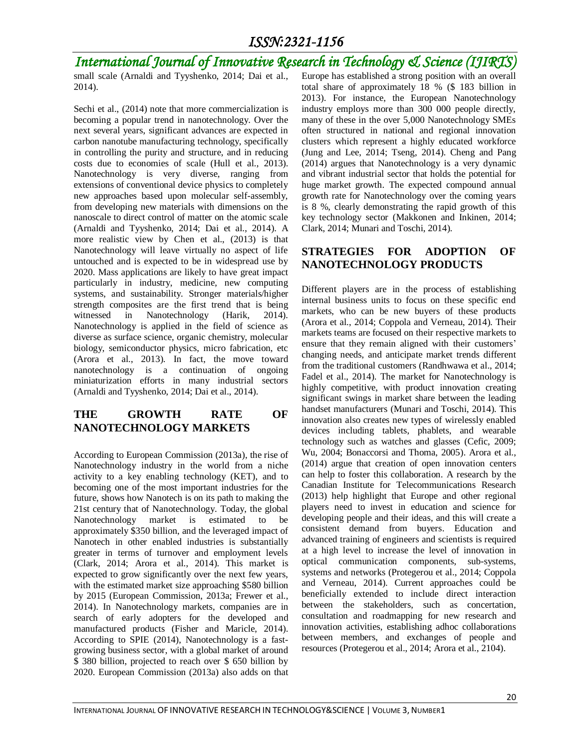small scale (Arnaldi and Tyyshenko, 2014; Dai et al., 2014).

Sechi et al., (2014) note that more commercialization is becoming a popular trend in nanotechnology. Over the next several years, significant advances are expected in carbon nanotube manufacturing technology, specifically in controlling the purity and structure, and in reducing costs due to economies of scale (Hull et al., 2013). Nanotechnology is very diverse, ranging from extensions of conventional device physics to completely new approaches based upon molecular self-assembly, from developing new materials with dimensions on the nanoscale to direct control of matter on the atomic scale (Arnaldi and Tyyshenko, 2014; Dai et al., 2014). A more realistic view by Chen et al., (2013) is that Nanotechnology will leave virtually no aspect of life untouched and is expected to be in widespread use by 2020. Mass applications are likely to have great impact particularly in industry, medicine, new computing systems, and sustainability. Stronger materials/higher strength composites are the first trend that is being witnessed in Nanotechnology (Harik, 2014). Nanotechnology is applied in the field of science as diverse as surface science, organic chemistry, molecular biology, semiconductor physics, micro fabrication, etc (Arora et al., 2013). In fact, the move toward nanotechnology is a continuation of ongoing miniaturization efforts in many industrial sectors (Arnaldi and Tyyshenko, 2014; Dai et al., 2014).

## THE GROWTH RATE OF NANOTECHNOLOGY MARKETS

According to European Commission (2013a), the rise of Nanotechnology industry in the world from a niche activity to a key enabling technology (KET), and to becoming one of the most important industries for the future, shows how Nanotech is on its path to making the 21st century that of Nanotechnology. Today, the global Nanotechnology market is estimated to be approximately $350 billion, and the leveraged impact of Nanotech in other enabled industries is substantially greater in terms of turnover and employment levels (Clark, 2014; Arora et al., 2014). This market is expected to grow significantly over the next few years, with the estimated market size approaching $580 billion by 2015 (European Commission, 2013a; Frewer et al., 2014). In Nanotechnology markets, companies are in search of early adopters for the developed and manufactured products (Fisher and Maricle, 2014). According to SPIE (2014), Nanotechnology is a fast-growing business sector, with a global market of around $ 380 billion, projected to reach over $ 650 billion by 2020. European Commission (2013a) also adds on that Europe has established a strong position with an overall total share of approximately 18 % ($ 183 billion in 2013). For instance, the European Nanotechnology industry employs more than 300 000 people directly, many of these in the over 5,000 Nanotechnology SMEs often structured in national and regional innovation clusters which represent a highly educated workforce (Jung and Lee, 2014; Tseng, 2014). Cheng and Pang (2014) argues that Nanotechnology is a very dynamic and vibrant industrial sector that holds the potential for huge market growth. The expected compound annual growth rate for Nanotechnology over the coming years is 8 %, clearly demonstrating the rapid growth of this key technology sector (Makkonen and Inkinen, 2014; Clark, 2014; Munari and Toschi, 2014).

## STRATEGIES FOR ADOPTION OF NANOTECHNOLOGY PRODUCTS

Different players are in the process of establishing internal business units to focus on these specific end markets, who can be new buyers of these products (Arora et al., 2014; Coppola and Verneau, 2014). Their markets teams are focused on their respective markets to ensure that they remain aligned with their customers' changing needs, and anticipate market trends different from the traditional customers (Randhwawa et al., 2014; Fadel et al., 2014). The market for Nanotechnology is highly competitive, with product innovation creating significant swings in market share between the leading handset manufacturers (Munari and Toschi, 2014). This innovation also creates new types of wirelessly enabled devices including tablets, phablets, and wearable technology such as watches and glasses (Cefic, 2009; Wu, 2004; Bonaccorsi and Thoma, 2005). Arora et al., (2014) argue that creation of open innovation centers can help to foster this collaboration. A research by the Canadian Institute for Telecommunications Research (2013) help highlight that Europe and other regional players need to invest in education and science for developing people and their ideas, and this will create a consistent demand from buyers. Education and advanced training of engineers and scientists is required at a high level to increase the level of innovation in optical communication components, sub-systems, systems and networks (Protegerou et al., 2014; Coppola and Verneau, 2014). Current approaches could be beneficially extended to include direct interaction between the stakeholders, such as concertation, consultation and roadmapping for new research and innovation activities, establishing adhoc collaborations between members, and exchanges of people and resources (Protegerou et al., 2014; Arora et al., 2104).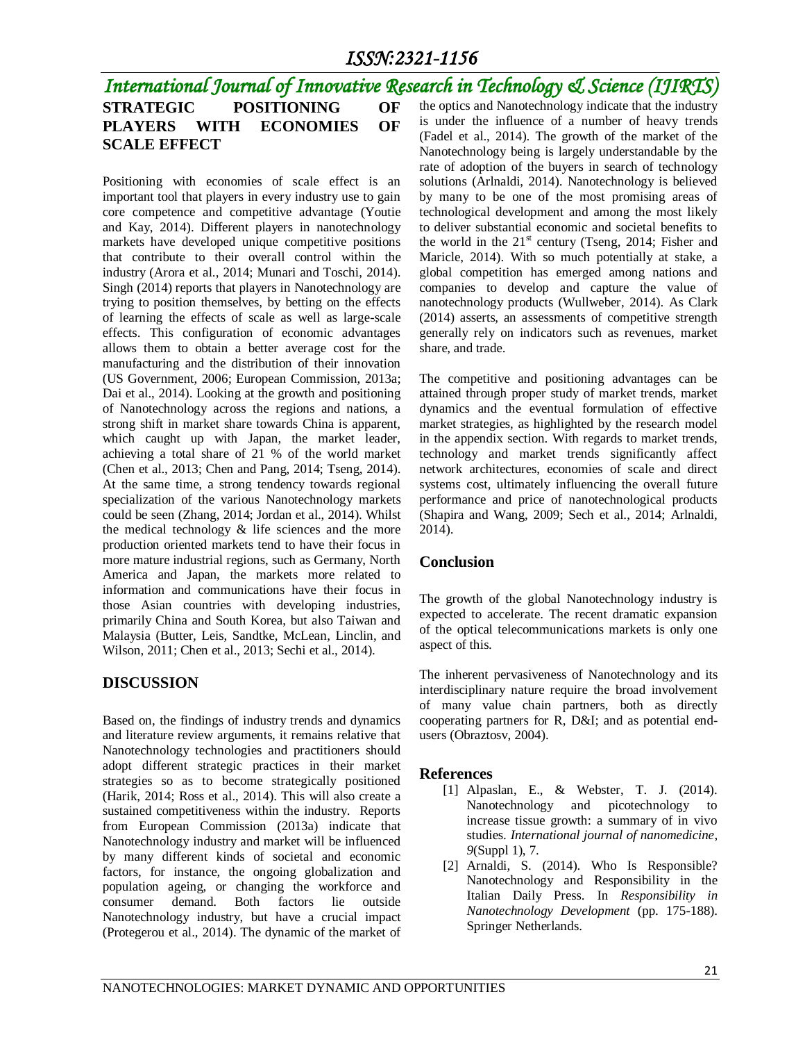## STRATEGIC POSITIONING OF PLAYERS WITH ECONOMIES OF SCALE EFFECT

Positioning with economies of scale effect is an important tool that players in every industry use to gain core competence and competitive advantage (Youtie and Kay, 2014). Different players in nanotechnology markets have developed unique competitive positions that contribute to their overall control within the industry (Arora et al., 2014; Munari and Toschi, 2014). Singh (2014) reports that players in Nanotechnology are trying to position themselves, by betting on the effects of learning the effects of scale as well as large-scale effects. This configuration of economic advantages allows them to obtain a better average cost for the manufacturing and the distribution of their innovation (US Government, 2006; European Commission, 2013a; Dai et al., 2014). Looking at the growth and positioning of Nanotechnology across the regions and nations, a strong shift in market share towards China is apparent, which caught up with Japan, the market leader, achieving a total share of 21 % of the world market (Chen et al., 2013; Chen and Pang, 2014; Tseng, 2014). At the same time, a strong tendency towards regional specialization of the various Nanotechnology markets could be seen (Zhang, 2014; Jordan et al., 2014). Whilst the medical technology & life sciences and the more production oriented markets tend to have their focus in more mature industrial regions, such as Germany, North America and Japan, the markets more related to information and communications have their focus in those Asian countries with developing industries, primarily China and South Korea, but also Taiwan and Malaysia (Butter, Leis, Sandtke, McLean, Linclin, and Wilson, 2011; Chen et al., 2013; Sechi et al., 2014).

## DISCUSSION

Based on, the findings of industry trends and dynamics and literature review arguments, it remains relative that Nanotechnology technologies and practitioners should adopt different strategic practices in their market strategies so as to become strategically positioned (Harik, 2014; Ross et al., 2014). This will also create a sustained competitiveness within the industry. Reports from European Commission (2013a) indicate that Nanotechnology industry and market will be influenced by many different kinds of societal and economic factors, for instance, the ongoing globalization and population ageing, or changing the workforce and consumer demand. Both factors lie outside Nanotechnology industry, but have a crucial impact (Protegerou et al., 2014). The dynamic of the market of the optics and Nanotechnology indicate that the industry is under the influence of a number of heavy trends (Fadel et al., 2014). The growth of the market of the Nanotechnology being is largely understandable by the rate of adoption of the buyers in search of technology solutions (Arlnaldi, 2014). Nanotechnology is believed by many to be one of the most promising areas of technological development and among the most likely to deliver substantial economic and societal benefits to the world in the 21st century (Tseng, 2014; Fisher and Maricle, 2014). With so much potentially at stake, a global competition has emerged among nations and companies to develop and capture the value of nanotechnology products (Wullweber, 2014). As Clark (2014) asserts, an assessments of competitive strength generally rely on indicators such as revenues, market share, and trade.

The competitive and positioning advantages can be attained through proper study of market trends, market dynamics and the eventual formulation of effective market strategies, as highlighted by the research model in the appendix section. With regards to market trends, technology and market trends significantly affect network architectures, economies of scale and direct systems cost, ultimately influencing the overall future performance and price of nanotechnological products (Shapira and Wang, 2009; Sech et al., 2014; Arlnaldi, 2014).

## Conclusion

The growth of the global Nanotechnology industry is expected to accelerate. The recent dramatic expansion of the optical telecommunications markets is only one aspect of this.

The inherent pervasiveness of Nanotechnology and its interdisciplinary nature require the broad involvement of many value chain partners, both as directly cooperating partners for R, D&I; and as potential end-users (Obraztosv, 2004).

## References

[1] Alpaslan, E., & Webster, T. J. (2014). Nanotechnology and picotechnology to increase tissue growth: a summary of in vivo studies. *International journal of nanomedicine*, *9*(Suppl 1), 7.

[2] Arnaldi, S. (2014). Who Is Responsible? Nanotechnology and Responsibility in the Italian Daily Press. In *Responsibility in Nanotechnology Development* (pp. 175-188). Springer Netherlands.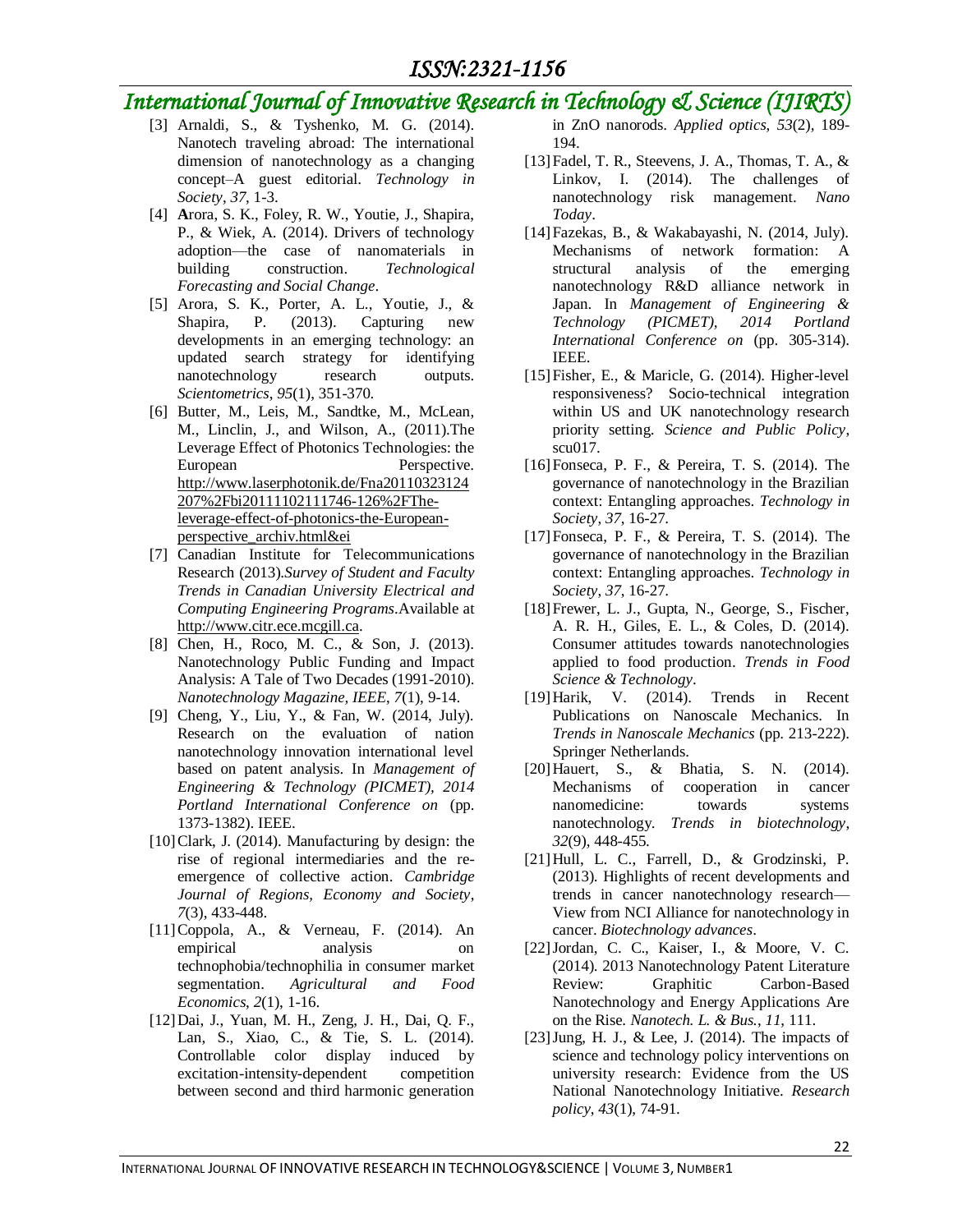[3] Arnaldi, S., & Tyshenko, M. G. (2014). Nanotech traveling abroad: The international dimension of nanotechnology as a changing concept–A guest editorial. *Technology in Society*, *37*, 1-3.

[4] **A**rora, S. K., Foley, R. W., Youtie, J., Shapira, P., & Wiek, A. (2014). Drivers of technology adoption—the case of nanomaterials in building construction. *Technological Forecasting and Social Change*.

[5] Arora, S. K., Porter, A. L., Youtie, J., & Shapira, P. (2013). Capturing new developments in an emerging technology: an updated search strategy for identifying nanotechnology research outputs. *Scientometrics*, *95*(1), 351-370.

[6] Butter, M., Leis, M., Sandtke, M., McLean, M., Linclin, J., and Wilson, A., (2011).The Leverage Effect of Photonics Technologies: the European Perspective. http://www.laserphotonik.de/Fna20110323124207%2Fbi20111102111746-126%2FThe-leverage-effect-of-photonics-the-European-perspective_archiv.html&ei

[7] Canadian Institute for Telecommunications Research (2013).*Survey of Student and Faculty Trends in Canadian University Electrical and Computing Engineering Programs*.Available at http://www.citr.ece.mcgill.ca.

[8] Chen, H., Roco, M. C., & Son, J. (2013). Nanotechnology Public Funding and Impact Analysis: A Tale of Two Decades (1991-2010). *Nanotechnology Magazine, IEEE*, *7*(1), 9-14.

[9] Cheng, Y., Liu, Y., & Fan, W. (2014, July). Research on the evaluation of nation nanotechnology innovation international level based on patent analysis. In *Management of Engineering & Technology (PICMET), 2014 Portland International Conference on* (pp. 1373-1382). IEEE.

[10] Clark, J. (2014). Manufacturing by design: the rise of regional intermediaries and the re-emergence of collective action. *Cambridge Journal of Regions, Economy and Society*, *7*(3), 433-448.

[11] Coppola, A., & Verneau, F. (2014). An empirical analysis on technophobia/technophilia in consumer market segmentation. *Agricultural and Food Economics*, *2*(1), 1-16.

[12] Dai, J., Yuan, M. H., Zeng, J. H., Dai, Q. F., Lan, S., Xiao, C., & Tie, S. L. (2014). Controllable color display induced by excitation-intensity-dependent competition between second and third harmonic generation in ZnO nanorods. *Applied optics*, *53*(2), 189-194.

[13] Fadel, T. R., Steevens, J. A., Thomas, T. A., & Linkov, I. (2014). The challenges of nanotechnology risk management. *Nano Today*.

[14] Fazekas, B., & Wakabayashi, N. (2014, July). Mechanisms of network formation: A structural analysis of the emerging nanotechnology R&D alliance network in Japan. In *Management of Engineering & Technology (PICMET), 2014 Portland International Conference on* (pp. 305-314). IEEE.

[15] Fisher, E., & Maricle, G. (2014). Higher-level responsiveness? Socio-technical integration within US and UK nanotechnology research priority setting. *Science and Public Policy*, scu017.

[16] Fonseca, P. F., & Pereira, T. S. (2014). The governance of nanotechnology in the Brazilian context: Entangling approaches. *Technology in Society*, *37*, 16-27.

[17] Fonseca, P. F., & Pereira, T. S. (2014). The governance of nanotechnology in the Brazilian context: Entangling approaches. *Technology in Society*, *37*, 16-27.

[18] Frewer, L. J., Gupta, N., George, S., Fischer, A. R. H., Giles, E. L., & Coles, D. (2014). Consumer attitudes towards nanotechnologies applied to food production. *Trends in Food Science & Technology*.

[19] Harik, V. (2014). Trends in Recent Publications on Nanoscale Mechanics. In *Trends in Nanoscale Mechanics* (pp. 213-222). Springer Netherlands.

[20] Hauert, S., & Bhatia, S. N. (2014). Mechanisms of cooperation in cancer nanomedicine: towards systems nanotechnology. *Trends in biotechnology*, *32*(9), 448-455.

[21] Hull, L. C., Farrell, D., & Grodzinski, P. (2013). Highlights of recent developments and trends in cancer nanotechnology research—View from NCI Alliance for nanotechnology in cancer. *Biotechnology advances*.

[22] Jordan, C. C., Kaiser, I., & Moore, V. C. (2014). 2013 Nanotechnology Patent Literature Review: Graphitic Carbon-Based Nanotechnology and Energy Applications Are on the Rise. *Nanotech. L. & Bus.*, *11*, 111.

[23] Jung, H. J., & Lee, J. (2014). The impacts of science and technology policy interventions on university research: Evidence from the US National Nanotechnology Initiative. *Research policy*, *43*(1), 74-91.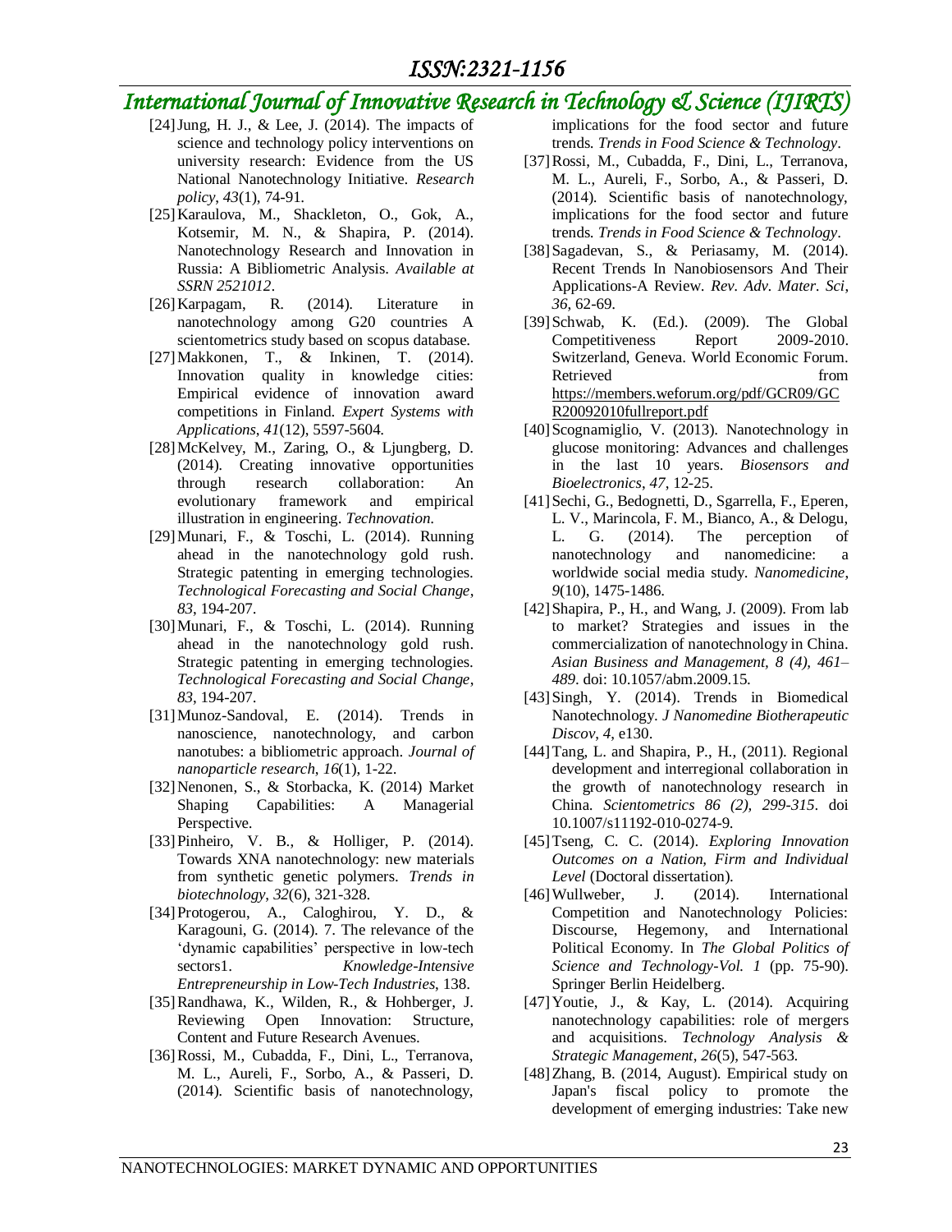[24] Jung, H. J., & Lee, J. (2014). The impacts of science and technology policy interventions on university research: Evidence from the US National Nanotechnology Initiative. *Research policy*, *43*(1), 74-91.

[25] Karaulova, M., Shackleton, O., Gok, A., Kotsemir, M. N., & Shapira, P. (2014). Nanotechnology Research and Innovation in Russia: A Bibliometric Analysis. *Available at SSRN 2521012*.

[26] Karpagam, R. (2014). Literature in nanotechnology among G20 countries A scientometrics study based on scopus database.

[27] Makkonen, T., & Inkinen, T. (2014). Innovation quality in knowledge cities: Empirical evidence of innovation award competitions in Finland. *Expert Systems with Applications*, *41*(12), 5597-5604.

[28] McKelvey, M., Zaring, O., & Ljungberg, D. (2014). Creating innovative opportunities through research collaboration: An evolutionary framework and empirical illustration in engineering. *Technovation*.

[29] Munari, F., & Toschi, L. (2014). Running ahead in the nanotechnology gold rush. Strategic patenting in emerging technologies. *Technological Forecasting and Social Change*, *83*, 194-207.

[30] Munari, F., & Toschi, L. (2014). Running ahead in the nanotechnology gold rush. Strategic patenting in emerging technologies. *Technological Forecasting and Social Change*, *83*, 194-207.

[31] Munoz-Sandoval, E. (2014). Trends in nanoscience, nanotechnology, and carbon nanotubes: a bibliometric approach. *Journal of nanoparticle research*, *16*(1), 1-22.

[32] Nenonen, S., & Storbacka, K. (2014) Market Shaping Capabilities: A Managerial Perspective.

[33] Pinheiro, V. B., & Holliger, P. (2014). Towards XNA nanotechnology: new materials from synthetic genetic polymers. *Trends in biotechnology*, *32*(6), 321-328.

[34] Protogerou, A., Caloghirou, Y. D., & Karagouni, G. (2014). 7. The relevance of the 'dynamic capabilities' perspective in low-tech sectors1. *Knowledge-Intensive Entrepreneurship in Low-Tech Industries*, 138.

[35] Randhawa, K., Wilden, R., & Hohberger, J. Reviewing Open Innovation: Structure, Content and Future Research Avenues.

[36] Rossi, M., Cubadda, F., Dini, L., Terranova, M. L., Aureli, F., Sorbo, A., & Passeri, D. (2014). Scientific basis of nanotechnology, implications for the food sector and future trends. *Trends in Food Science & Technology*.

[37] Rossi, M., Cubadda, F., Dini, L., Terranova, M. L., Aureli, F., Sorbo, A., & Passeri, D. (2014). Scientific basis of nanotechnology, implications for the food sector and future trends. *Trends in Food Science & Technology*.

[38] Sagadevan, S., & Periasamy, M. (2014). Recent Trends In Nanobiosensors And Their Applications-A Review. *Rev. Adv. Mater. Sci*, *36*, 62-69.

[39] Schwab, K. (Ed.). (2009). The Global Competitiveness Report 2009-2010. Switzerland, Geneva. World Economic Forum. Retrieved from https://members.weforum.org/pdf/GCR09/GCR20092010fullreport.pdf

[40] Scognamiglio, V. (2013). Nanotechnology in glucose monitoring: Advances and challenges in the last 10 years. *Biosensors and Bioelectronics*, *47*, 12-25.

[41] Sechi, G., Bedognetti, D., Sgarrella, F., Eperen, L. V., Marincola, F. M., Bianco, A., & Delogu, L. G. (2014). The perception of nanotechnology and nanomedicine: a worldwide social media study. *Nanomedicine*, *9*(10), 1475-1486.

[42] Shapira, P., H., and Wang, J. (2009). From lab to market? Strategies and issues in the commercialization of nanotechnology in China. *Asian Business and Management, 8 (4), 461–489*. doi: 10.1057/abm.2009.15.

[43] Singh, Y. (2014). Trends in Biomedical Nanotechnology. *J Nanomedine Biotherapeutic Discov*, *4*, e130.

[44] Tang, L. and Shapira, P., H., (2011). Regional development and interregional collaboration in the growth of nanotechnology research in China. *Scientometrics 86 (2), 299-315*. doi 10.1007/s11192-010-0274-9.

[45] Tseng, C. C. (2014). *Exploring Innovation Outcomes on a Nation, Firm and Individual Level* (Doctoral dissertation).

[46] Wullweber, J. (2014). International Competition and Nanotechnology Policies: Discourse, Hegemony, and International Political Economy. In *The Global Politics of Science and Technology-Vol. 1* (pp. 75-90). Springer Berlin Heidelberg.

[47] Youtie, J., & Kay, L. (2014). Acquiring nanotechnology capabilities: role of mergers and acquisitions. *Technology Analysis & Strategic Management*, *26*(5), 547-563.

[48] Zhang, B. (2014, August). Empirical study on Japan's fiscal policy to promote the development of emerging industries: Take new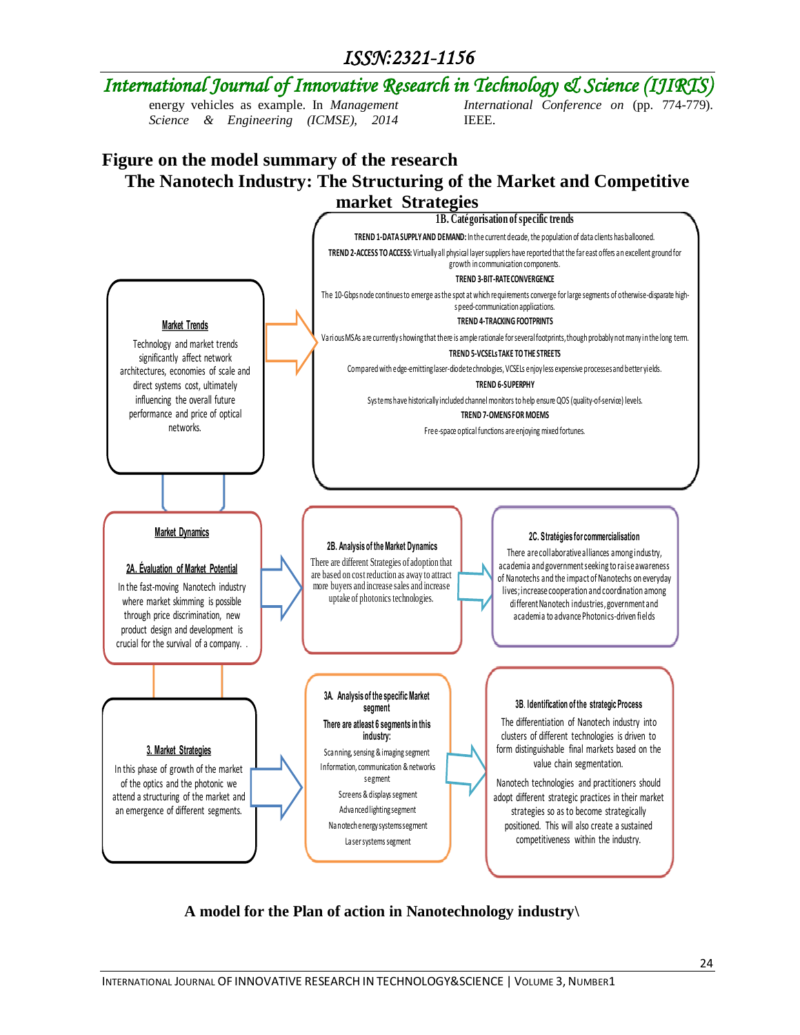energy vehicles as example. In *Management Science & Engineering (ICMSE), 2014 International Conference on* (pp. 774-779). IEEE.

## Figure on the model summary of the research

### The Nanotech Industry: The Structuring of the Market and Competitive market Strategies

**Market Trends**

Technology and market trends significantly affect network architectures, economies of scale and direct systems cost, ultimately influencing the overall future performance and price of optical networks.

**1B. Catégorisation of specific trends**

**TREND 1-DATA SUPPLY AND DEMAND:** In the current decade, the population of data clients has ballooned.

**TREND 2-ACCESS TO ACCESS:** Virtually all physical layer suppliers have reported that the far east offers an excellent ground for growth in communication components.

**TREND 3-BIT-RATE CONVERGENCE**

The 10-Gbps node continues to emerge as the spot at which requirements converge for large segments of otherwise-disparate high-speed-communication applications.

**TREND 4-TRACKING FOOTPRINTS**

Various MSAs are currently showing that there is ample rationale for several footprints, though probably not many in the long term.

**TREND 5-VCSELs TAKE TO THE STREETS**

Compared with edge-emitting laser-diode technologies, VCSELs enjoy less expensive processes and better yields.

**TREND 6-SUPERPHY**

Systems have historically included channel monitors to help ensure QOS (quality-of-service) levels.

**TREND 7-OMENS FOR MOEMS**

Free-space optical functions are enjoying mixed fortunes.

**Market Dynamics**

**2A. Évaluation of Market Potential**

In the fast-moving Nanotech industry where market skimming is possible through price discrimination, new product design and development is crucial for the survival of a company. .

**2B. Analysis of the Market Dynamics**

There are different Strategies of adoption that are based on cost reduction as away to attract more buyers and increase sales and increase uptake of photonics technologies.

**2C. Stratégies for commercialisation**

There are collaborative alliances among industry, academia and government seeking to raise awareness of Nanotechs and the impact of Nanotechs on everyday lives; increase cooperation and coordination among different Nanotech industries, government and academia to advance Photonics-driven fields

**3. Market Strategies**

In this phase of growth of the market of the optics and the photonic we attend a structuring of the market and an emergence of different segments.

**3A. Analysis of the specific Market segment**

**There are atleast 6 segments in this industry:**

- Scanning, sensing & imaging segment
- Information, communication & networks segment
- Screens & displays segment
- Advanced lighting segment
- Nanotech energy systems segment
- Laser systems segment

**3B. Identification of the strategic Process**

The differentiation of Nanotech industry into clusters of different technologies is driven to form distinguishable final markets based on the value chain segmentation.

Nanotech technologies and practitioners should adopt different strategic practices in their market strategies so as to become strategically positioned. This will also create a sustained competitiveness within the industry.

**A model for the Plan of action in Nanotechnology industry\**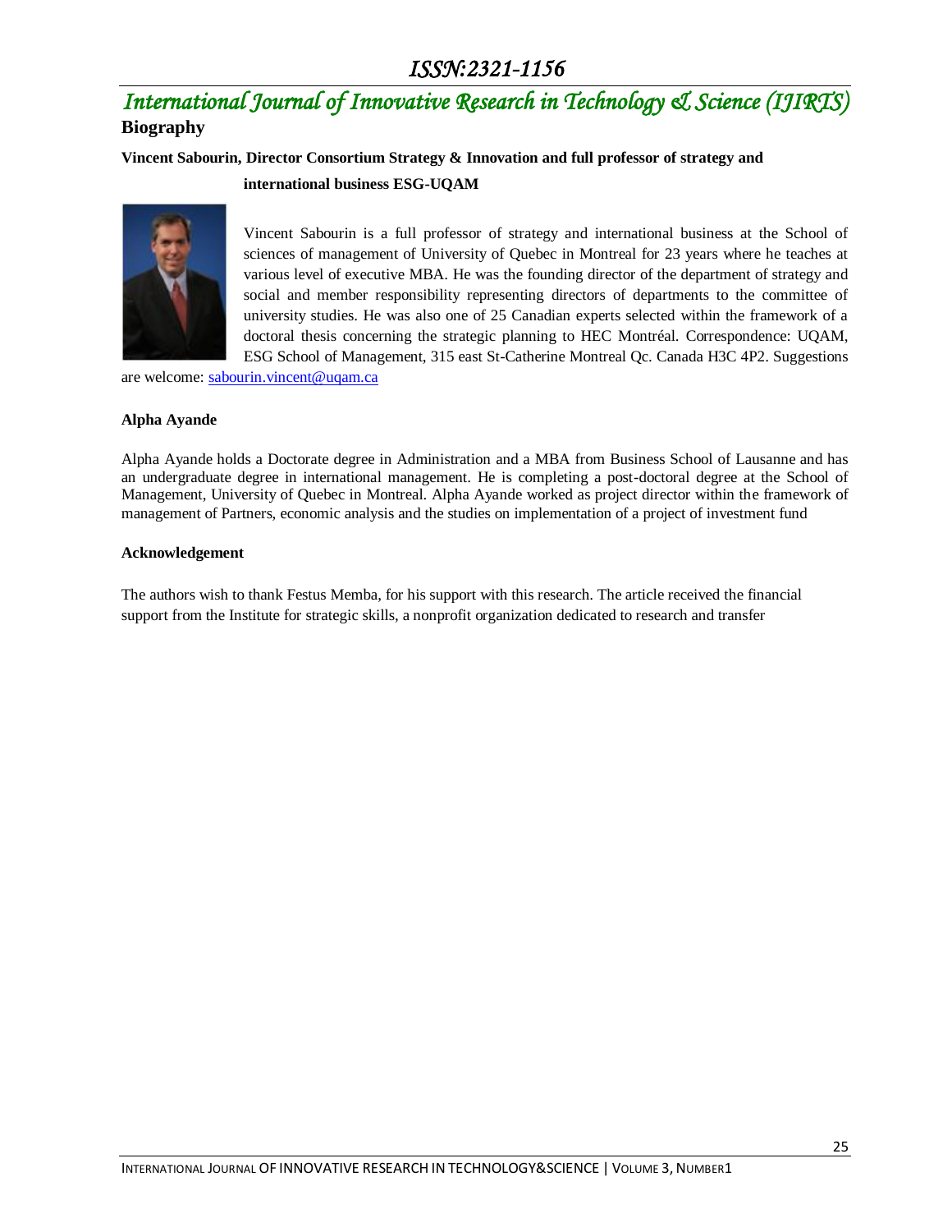## Biography

**Vincent Sabourin, Director Consortium Strategy & Innovation and full professor of strategy and international business ESG-UQAM**

Vincent Sabourin is a full professor of strategy and international business at the School of sciences of management of University of Quebec in Montreal for 23 years where he teaches at various level of executive MBA. He was the founding director of the department of strategy and social and member responsibility representing directors of departments to the committee of university studies. He was also one of 25 Canadian experts selected within the framework of a doctoral thesis concerning the strategic planning to HEC Montréal. Correspondence: UQAM, ESG School of Management, 315 east St-Catherine Montreal Qc. Canada H3C 4P2. Suggestions are welcome: sabourin.vincent@uqam.ca

**Alpha Ayande**

Alpha Ayande holds a Doctorate degree in Administration and a MBA from Business School of Lausanne and has an undergraduate degree in international management. He is completing a post-doctoral degree at the School of Management, University of Quebec in Montreal. Alpha Ayande worked as project director within the framework of management of Partners, economic analysis and the studies on implementation of a project of investment fund

**Acknowledgement**

The authors wish to thank Festus Memba, for his support with this research. The article received the financial support from the Institute for strategic skills, a nonprofit organization dedicated to research and transfer